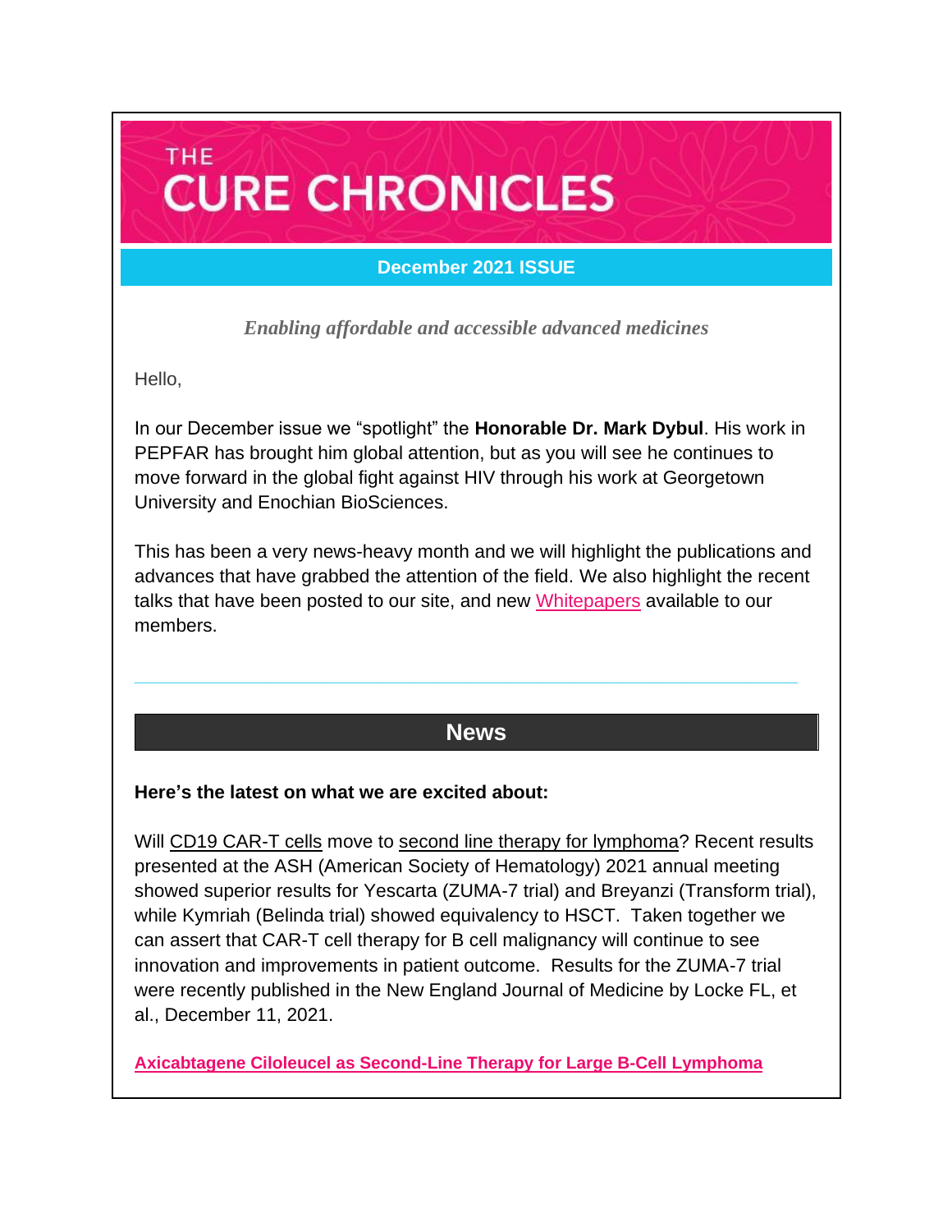# THE CURE CHRONICLES

**December 2021 ISSUE**

*Enabling affordable and accessible advanced medicines*

Hello,

In our December issue we "spotlight" the **Honorable Dr. Mark Dybul**. His work in PEPFAR has brought him global attention, but as you will see he continues to move forward in the global fight against HIV through his work at Georgetown University and Enochian BioSciences.

This has been a very news-heavy month and we will highlight the publications and advances that have grabbed the attention of the field. We also highlight the recent talks that have been posted to our site, and new Whitepapers available to our members.

---

## News

**Here's the latest on what we are excited about:**

Will CD19 CAR-T cells move to second line therapy for lymphoma? Recent results presented at the ASH (American Society of Hematology) 2021 annual meeting showed superior results for Yescarta (ZUMA-7 trial) and Breyanzi (Transform trial), while Kymriah (Belinda trial) showed equivalency to HSCT. Taken together we can assert that CAR-T cell therapy for B cell malignancy will continue to see innovation and improvements in patient outcome. Results for the ZUMA-7 trial were recently published in the New England Journal of Medicine by Locke FL, et al., December 11, 2021.

**Axicabtagene Ciloleucel as Second-Line Therapy for Large B-Cell Lymphoma**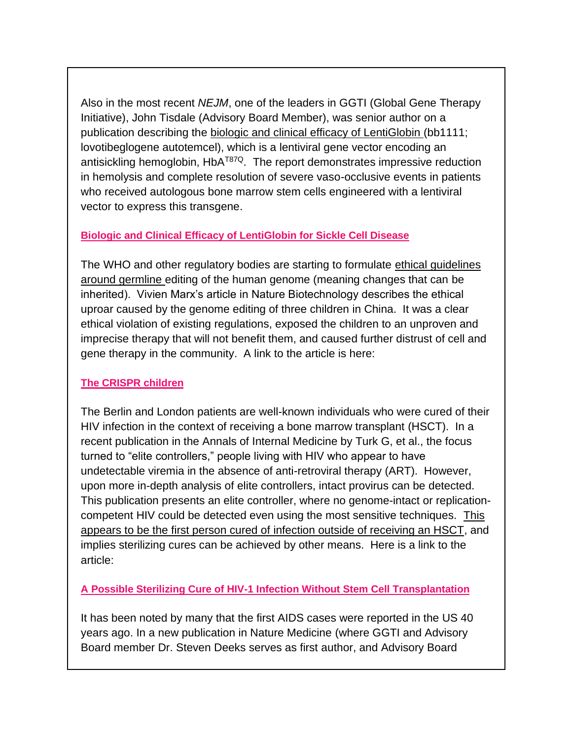Also in the most recent *NEJM*, one of the leaders in GGTI (Global Gene Therapy Initiative), John Tisdale (Advisory Board Member), was senior author on a publication describing the biologic and clinical efficacy of LentiGlobin (bb1111; lovotibeglogene autotemcel), which is a lentiviral gene vector encoding an antisickling hemoglobin, $HbA^{T87Q}$. The report demonstrates impressive reduction in hemolysis and complete resolution of severe vaso-occlusive events in patients who received autologous bone marrow stem cells engineered with a lentiviral vector to express this transgene.

**Biologic and Clinical Efficacy of LentiGlobin for Sickle Cell Disease**

The WHO and other regulatory bodies are starting to formulate ethical guidelines around germline editing of the human genome (meaning changes that can be inherited). Vivien Marx's article in Nature Biotechnology describes the ethical uproar caused by the genome editing of three children in China. It was a clear ethical violation of existing regulations, exposed the children to an unproven and imprecise therapy that will not benefit them, and caused further distrust of cell and gene therapy in the community. A link to the article is here:

**The CRISPR children**

The Berlin and London patients are well-known individuals who were cured of their HIV infection in the context of receiving a bone marrow transplant (HSCT). In a recent publication in the Annals of Internal Medicine by Turk G, et al., the focus turned to "elite controllers," people living with HIV who appear to have undetectable viremia in the absence of anti-retroviral therapy (ART). However, upon more in-depth analysis of elite controllers, intact provirus can be detected. This publication presents an elite controller, where no genome-intact or replication-competent HIV could be detected even using the most sensitive techniques. This appears to be the first person cured of infection outside of receiving an HSCT, and implies sterilizing cures can be achieved by other means. Here is a link to the article:

**A Possible Sterilizing Cure of HIV-1 Infection Without Stem Cell Transplantation**

It has been noted by many that the first AIDS cases were reported in the US 40 years ago. In a new publication in Nature Medicine (where GGTI and Advisory Board member Dr. Steven Deeks serves as first author, and Advisory Board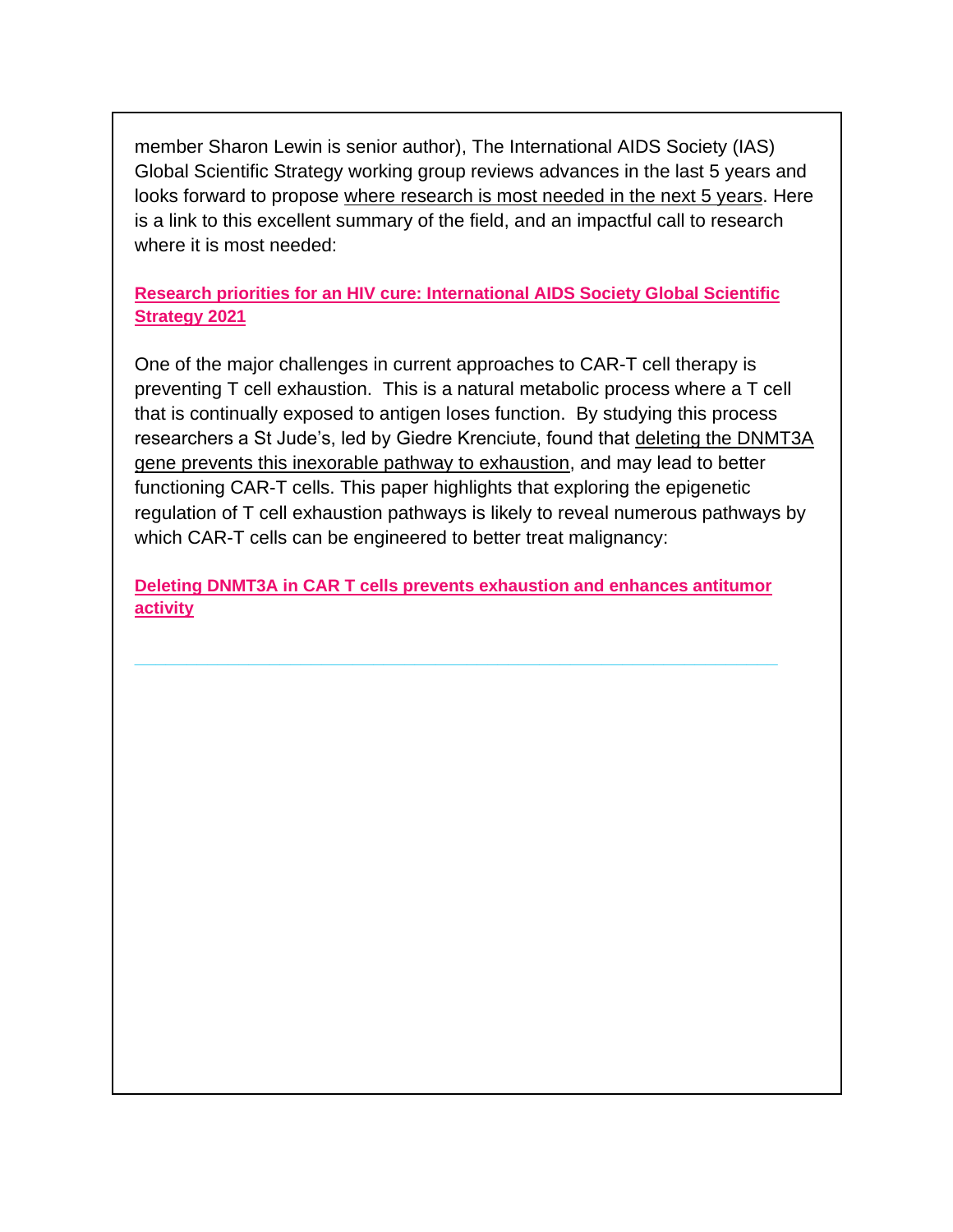member Sharon Lewin is senior author), The International AIDS Society (IAS) Global Scientific Strategy working group reviews advances in the last 5 years and looks forward to propose where research is most needed in the next 5 years. Here is a link to this excellent summary of the field, and an impactful call to research where it is most needed:

**Research priorities for an HIV cure: International AIDS Society Global Scientific Strategy 2021**

One of the major challenges in current approaches to CAR-T cell therapy is preventing T cell exhaustion. This is a natural metabolic process where a T cell that is continually exposed to antigen loses function. By studying this process researchers a St Jude's, led by Giedre Krenciute, found that deleting the DNMT3A gene prevents this inexorable pathway to exhaustion, and may lead to better functioning CAR-T cells. This paper highlights that exploring the epigenetic regulation of T cell exhaustion pathways is likely to reveal numerous pathways by which CAR-T cells can be engineered to better treat malignancy:

**Deleting DNMT3A in CAR T cells prevents exhaustion and enhances antitumor activity**

---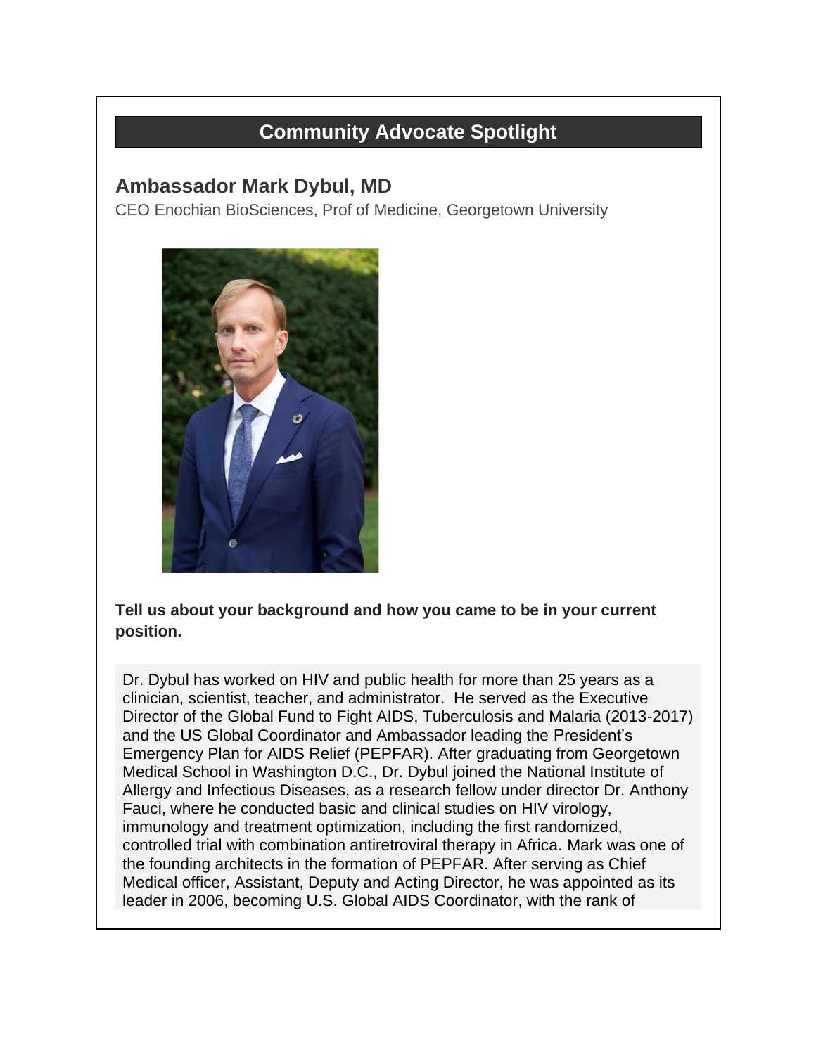## Community Advocate Spotlight

### Ambassador Mark Dybul, MD

CEO Enochian BioSciences, Prof of Medicine, Georgetown University

**Tell us about your background and how you came to be in your current position.**

Dr. Dybul has worked on HIV and public health for more than 25 years as a clinician, scientist, teacher, and administrator. He served as the Executive Director of the Global Fund to Fight AIDS, Tuberculosis and Malaria (2013-2017) and the US Global Coordinator and Ambassador leading the President's Emergency Plan for AIDS Relief (PEPFAR). After graduating from Georgetown Medical School in Washington D.C., Dr. Dybul joined the National Institute of Allergy and Infectious Diseases, as a research fellow under director Dr. Anthony Fauci, where he conducted basic and clinical studies on HIV virology, immunology and treatment optimization, including the first randomized, controlled trial with combination antiretroviral therapy in Africa. Mark was one of the founding architects in the formation of PEPFAR. After serving as Chief Medical officer, Assistant, Deputy and Acting Director, he was appointed as its leader in 2006, becoming U.S. Global AIDS Coordinator, with the rank of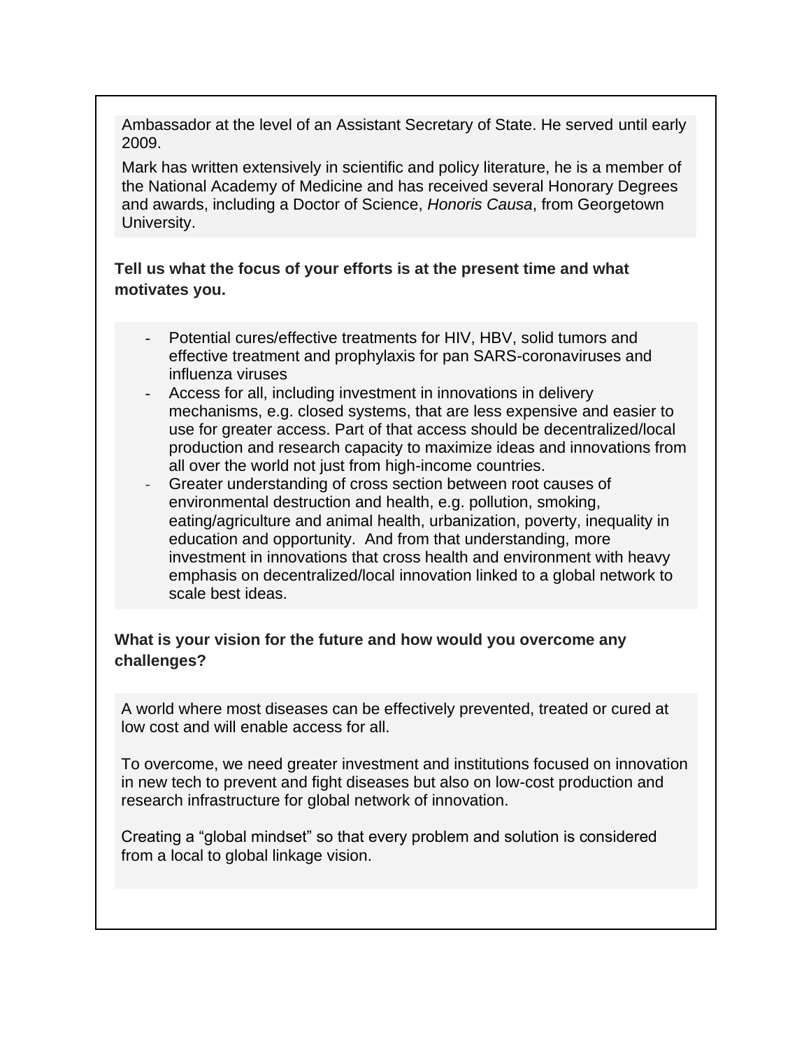Ambassador at the level of an Assistant Secretary of State. He served until early 2009.

Mark has written extensively in scientific and policy literature, he is a member of the National Academy of Medicine and has received several Honorary Degrees and awards, including a Doctor of Science, *Honoris Causa*, from Georgetown University.

**Tell us what the focus of your efforts is at the present time and what motivates you.**

- Potential cures/effective treatments for HIV, HBV, solid tumors and effective treatment and prophylaxis for pan SARS-coronaviruses and influenza viruses
- Access for all, including investment in innovations in delivery mechanisms, e.g. closed systems, that are less expensive and easier to use for greater access. Part of that access should be decentralized/local production and research capacity to maximize ideas and innovations from all over the world not just from high-income countries.
- Greater understanding of cross section between root causes of environmental destruction and health, e.g. pollution, smoking, eating/agriculture and animal health, urbanization, poverty, inequality in education and opportunity. And from that understanding, more investment in innovations that cross health and environment with heavy emphasis on decentralized/local innovation linked to a global network to scale best ideas.

**What is your vision for the future and how would you overcome any challenges?**

A world where most diseases can be effectively prevented, treated or cured at low cost and will enable access for all.

To overcome, we need greater investment and institutions focused on innovation in new tech to prevent and fight diseases but also on low-cost production and research infrastructure for global network of innovation.

Creating a "global mindset" so that every problem and solution is considered from a local to global linkage vision.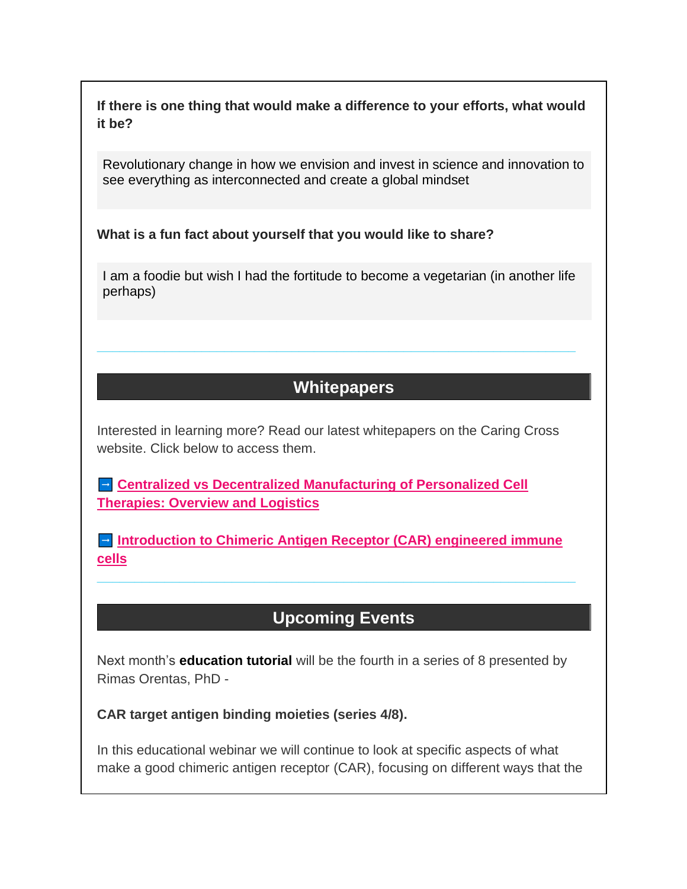**If there is one thing that would make a difference to your efforts, what would it be?**

Revolutionary change in how we envision and invest in science and innovation to see everything as interconnected and create a global mindset

**What is a fun fact about yourself that you would like to share?**

I am a foodie but wish I had the fortitude to become a vegetarian (in another life perhaps)

---

## Whitepapers

Interested in learning more? Read our latest whitepapers on the Caring Cross website. Click below to access them.

➡ **Centralized vs Decentralized Manufacturing of Personalized Cell Therapies: Overview and Logistics**

➡ **Introduction to Chimeric Antigen Receptor (CAR) engineered immune cells**

---

## Upcoming Events

Next month's **education tutorial** will be the fourth in a series of 8 presented by Rimas Orentas, PhD -

**CAR target antigen binding moieties (series 4/8).**

In this educational webinar we will continue to look at specific aspects of what make a good chimeric antigen receptor (CAR), focusing on different ways that the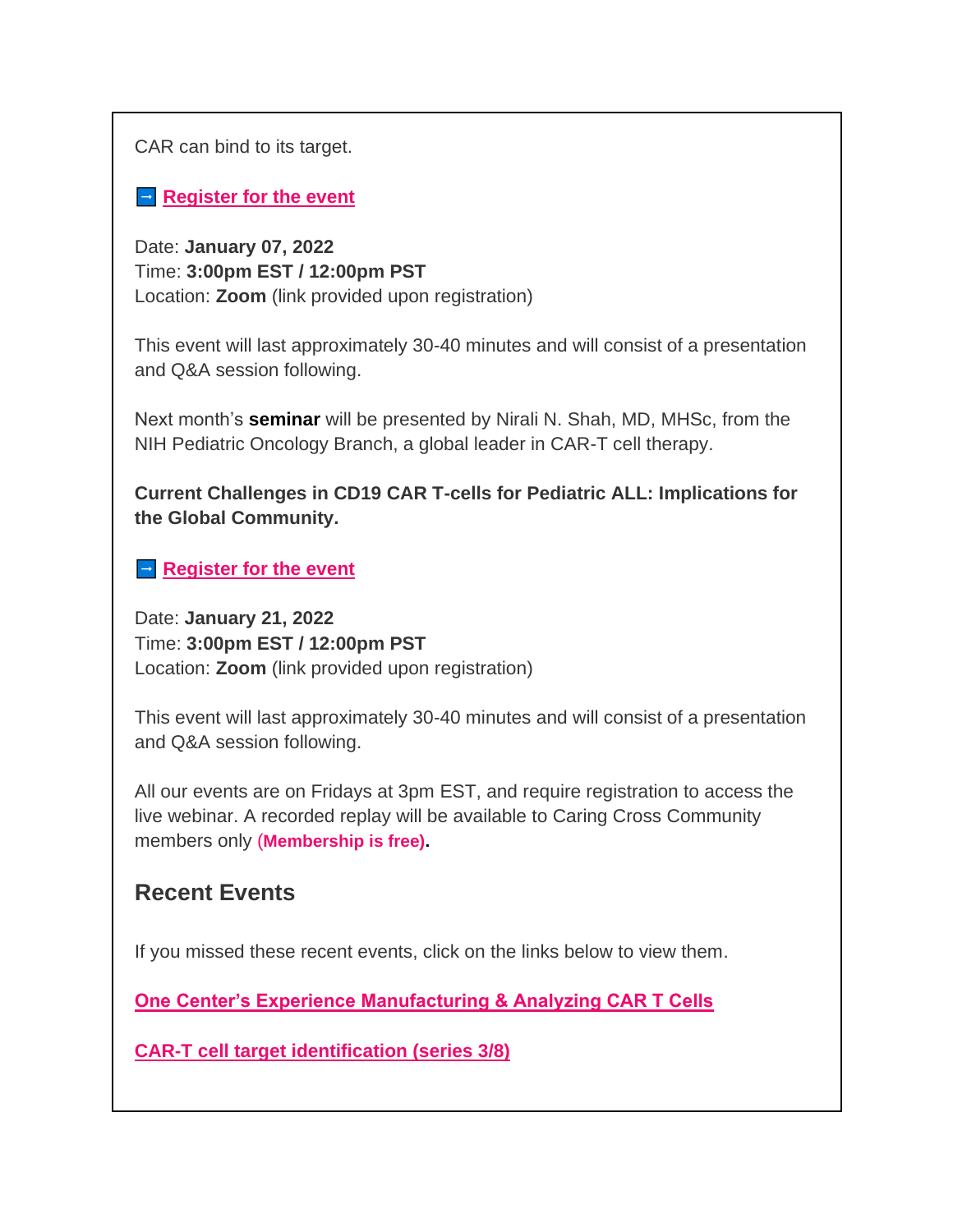CAR can bind to its target.

→ **Register for the event**

Date: **January 07, 2022**
Time: **3:00pm EST / 12:00pm PST**
Location: **Zoom** (link provided upon registration)

This event will last approximately 30-40 minutes and will consist of a presentation and Q&A session following.

Next month's **seminar** will be presented by Nirali N. Shah, MD, MHSc, from the NIH Pediatric Oncology Branch, a global leader in CAR-T cell therapy.

**Current Challenges in CD19 CAR T-cells for Pediatric ALL: Implications for the Global Community.**

→ **Register for the event**

Date: **January 21, 2022**
Time: **3:00pm EST / 12:00pm PST**
Location: **Zoom** (link provided upon registration)

This event will last approximately 30-40 minutes and will consist of a presentation and Q&A session following.

All our events are on Fridays at 3pm EST, and require registration to access the live webinar. A recorded replay will be available to Caring Cross Community members only **(Membership is free).**

## Recent Events

If you missed these recent events, click on the links below to view them.

**One Center's Experience Manufacturing & Analyzing CAR T Cells**

**CAR-T cell target identification (series 3/8)**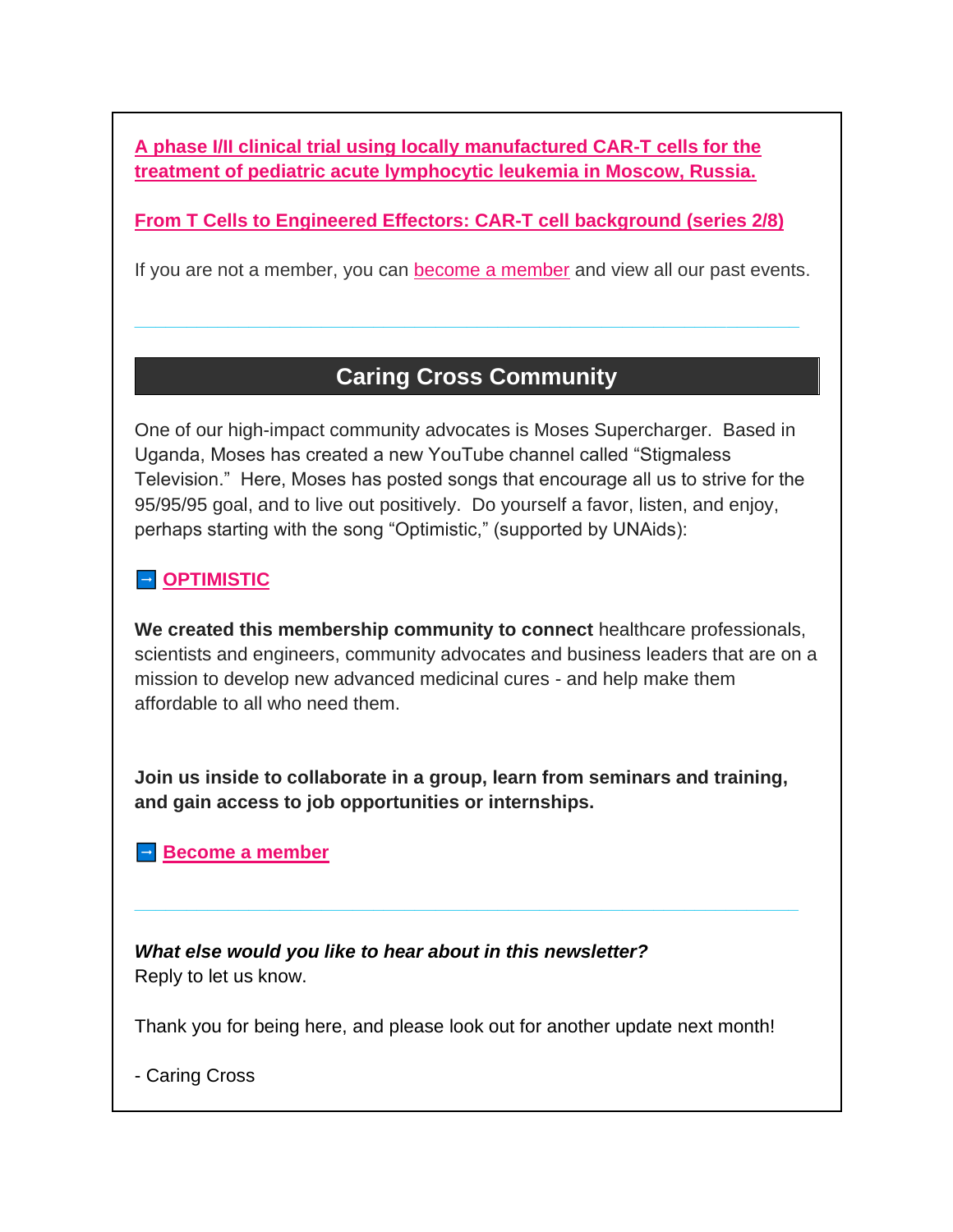**A phase I/II clinical trial using locally manufactured CAR-T cells for the treatment of pediatric acute lymphocytic leukemia in Moscow, Russia.**

**From T Cells to Engineered Effectors: CAR-T cell background (series 2/8)**

If you are not a member, you can become a member and view all our past events.

---

## Caring Cross Community

One of our high-impact community advocates is Moses Supercharger. Based in Uganda, Moses has created a new YouTube channel called "Stigmaless Television." Here, Moses has posted songs that encourage all us to strive for the 95/95/95 goal, and to live out positively. Do yourself a favor, listen, and enjoy, perhaps starting with the song "Optimistic," (supported by UNAids):

➡ **OPTIMISTIC**

**We created this membership community to connect** healthcare professionals, scientists and engineers, community advocates and business leaders that are on a mission to develop new advanced medicinal cures - and help make them affordable to all who need them.

**Join us inside to collaborate in a group, learn from seminars and training, and gain access to job opportunities or internships.**

➡ **Become a member**

---

***What else would you like to hear about in this newsletter?***
Reply to let us know.

Thank you for being here, and please look out for another update next month!

- Caring Cross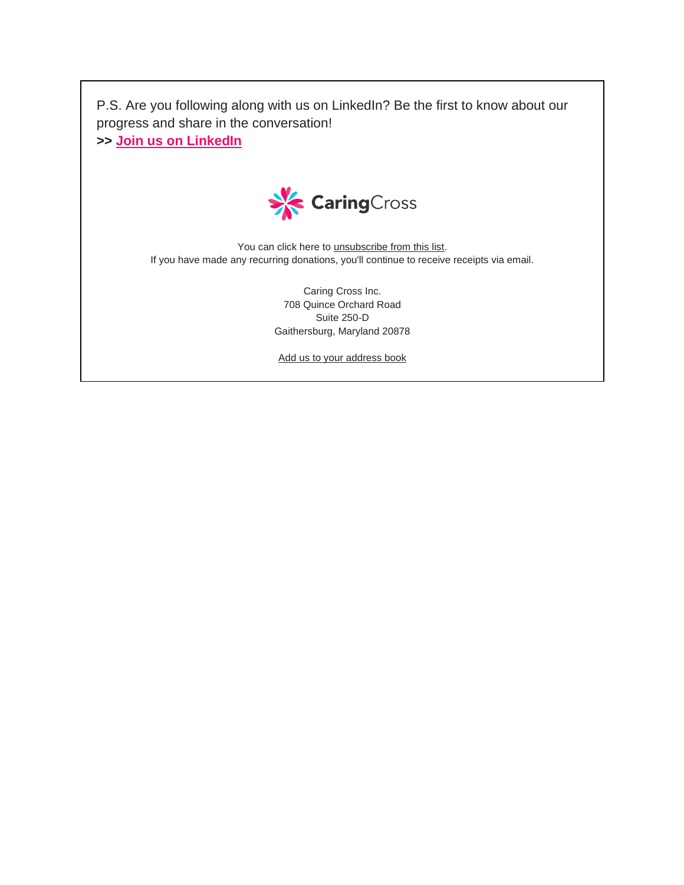P.S. Are you following along with us on LinkedIn? Be the first to know about our progress and share in the conversation!
**>> Join us on LinkedIn**

CaringCross

You can click here to unsubscribe from this list.
If you have made any recurring donations, you'll continue to receive receipts via email.

Caring Cross Inc.
708 Quince Orchard Road
Suite 250-D
Gaithersburg, Maryland 20878

Add us to your address book